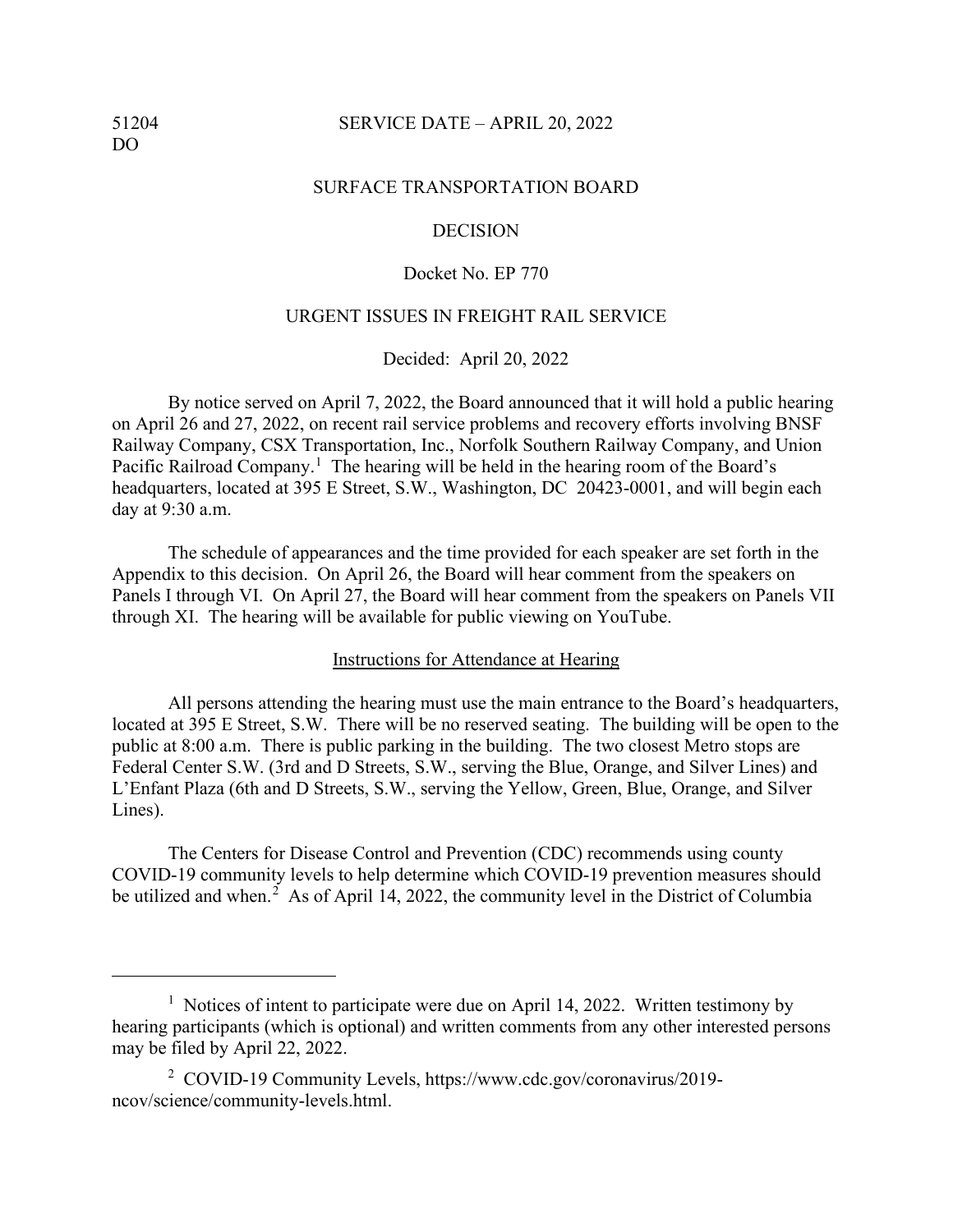51204
DO

SERVICE DATE – APRIL 20, 2022

SURFACE TRANSPORTATION BOARD

DECISION

Docket No. EP 770

URGENT ISSUES IN FREIGHT RAIL SERVICE

Decided: April 20, 2022

By notice served on April 7, 2022, the Board announced that it will hold a public hearing on April 26 and 27, 2022, on recent rail service problems and recovery efforts involving BNSF Railway Company, CSX Transportation, Inc., Norfolk Southern Railway Company, and Union Pacific Railroad Company.[1] The hearing will be held in the hearing room of the Board's headquarters, located at 395 E Street, S.W., Washington, DC 20423-0001, and will begin each day at 9:30 a.m.

The schedule of appearances and the time provided for each speaker are set forth in the Appendix to this decision. On April 26, the Board will hear comment from the speakers on Panels I through VI. On April 27, the Board will hear comment from the speakers on Panels VII through XI. The hearing will be available for public viewing on YouTube.

## Instructions for Attendance at Hearing

All persons attending the hearing must use the main entrance to the Board's headquarters, located at 395 E Street, S.W. There will be no reserved seating. The building will be open to the public at 8:00 a.m. There is public parking in the building. The two closest Metro stops are Federal Center S.W. (3rd and D Streets, S.W., serving the Blue, Orange, and Silver Lines) and L'Enfant Plaza (6th and D Streets, S.W., serving the Yellow, Green, Blue, Orange, and Silver Lines).

The Centers for Disease Control and Prevention (CDC) recommends using county COVID-19 community levels to help determine which COVID-19 prevention measures should be utilized and when.[2] As of April 14, 2022, the community level in the District of Columbia

---

[1] Notices of intent to participate were due on April 14, 2022. Written testimony by hearing participants (which is optional) and written comments from any other interested persons may be filed by April 22, 2022.

[2] COVID-19 Community Levels, https://www.cdc.gov/coronavirus/2019-ncov/science/community-levels.html.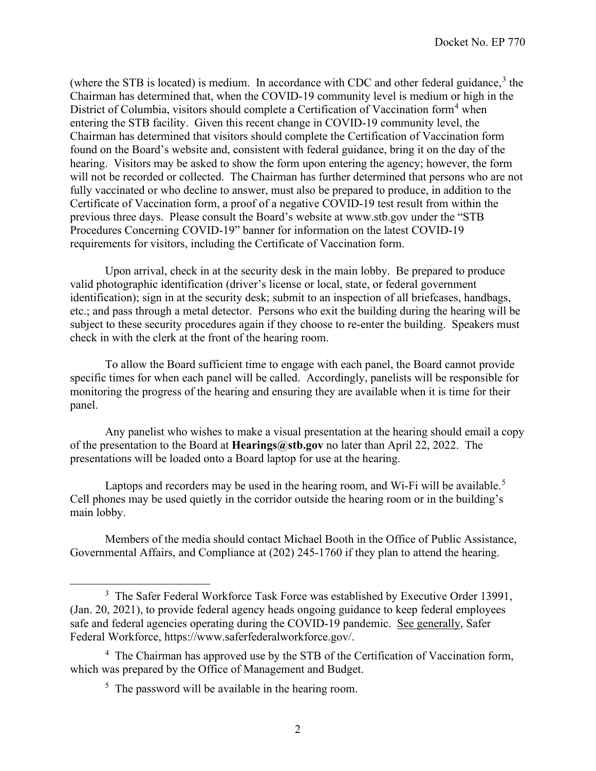(where the STB is located) is medium. In accordance with CDC and other federal guidance,[3] the Chairman has determined that, when the COVID-19 community level is medium or high in the District of Columbia, visitors should complete a Certification of Vaccination form[4] when entering the STB facility. Given this recent change in COVID-19 community level, the Chairman has determined that visitors should complete the Certification of Vaccination form found on the Board's website and, consistent with federal guidance, bring it on the day of the hearing. Visitors may be asked to show the form upon entering the agency; however, the form will not be recorded or collected. The Chairman has further determined that persons who are not fully vaccinated or who decline to answer, must also be prepared to produce, in addition to the Certificate of Vaccination form, a proof of a negative COVID-19 test result from within the previous three days. Please consult the Board's website at www.stb.gov under the "STB Procedures Concerning COVID-19" banner for information on the latest COVID-19 requirements for visitors, including the Certificate of Vaccination form.

Upon arrival, check in at the security desk in the main lobby. Be prepared to produce valid photographic identification (driver's license or local, state, or federal government identification); sign in at the security desk; submit to an inspection of all briefcases, handbags, etc.; and pass through a metal detector. Persons who exit the building during the hearing will be subject to these security procedures again if they choose to re-enter the building. Speakers must check in with the clerk at the front of the hearing room.

To allow the Board sufficient time to engage with each panel, the Board cannot provide specific times for when each panel will be called. Accordingly, panelists will be responsible for monitoring the progress of the hearing and ensuring they are available when it is time for their panel.

Any panelist who wishes to make a visual presentation at the hearing should email a copy of the presentation to the Board at **Hearings@stb.gov** no later than April 22, 2022. The presentations will be loaded onto a Board laptop for use at the hearing.

Laptops and recorders may be used in the hearing room, and Wi-Fi will be available.[5] Cell phones may be used quietly in the corridor outside the hearing room or in the building's main lobby.

Members of the media should contact Michael Booth in the Office of Public Assistance, Governmental Affairs, and Compliance at (202) 245-1760 if they plan to attend the hearing.

---

[3] The Safer Federal Workforce Task Force was established by Executive Order 13991, (Jan. 20, 2021), to provide federal agency heads ongoing guidance to keep federal employees safe and federal agencies operating during the COVID-19 pandemic. See generally, Safer Federal Workforce, https://www.saferfederalworkforce.gov/.

[4] The Chairman has approved use by the STB of the Certification of Vaccination form, which was prepared by the Office of Management and Budget.

[5] The password will be available in the hearing room.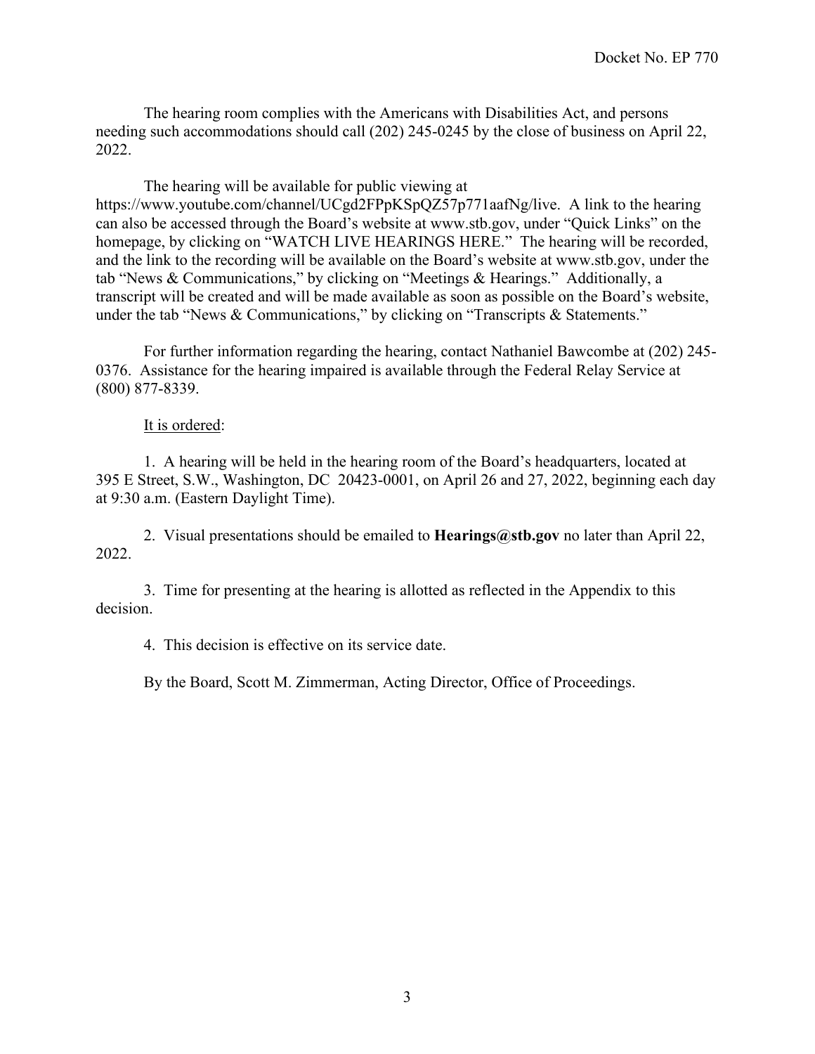The hearing room complies with the Americans with Disabilities Act, and persons needing such accommodations should call (202) 245-0245 by the close of business on April 22, 2022.

The hearing will be available for public viewing at https://www.youtube.com/channel/UCgd2FPpKSpQZ57p771aafNg/live. A link to the hearing can also be accessed through the Board's website at www.stb.gov, under "Quick Links" on the homepage, by clicking on "WATCH LIVE HEARINGS HERE." The hearing will be recorded, and the link to the recording will be available on the Board's website at www.stb.gov, under the tab "News & Communications," by clicking on "Meetings & Hearings." Additionally, a transcript will be created and will be made available as soon as possible on the Board's website, under the tab "News & Communications," by clicking on "Transcripts & Statements."

For further information regarding the hearing, contact Nathaniel Bawcombe at (202) 245-0376. Assistance for the hearing impaired is available through the Federal Relay Service at (800) 877-8339.

<u>It is ordered</u>:

1. A hearing will be held in the hearing room of the Board's headquarters, located at 395 E Street, S.W., Washington, DC 20423-0001, on April 26 and 27, 2022, beginning each day at 9:30 a.m. (Eastern Daylight Time).

2. Visual presentations should be emailed to **Hearings@stb.gov** no later than April 22, 2022.

3. Time for presenting at the hearing is allotted as reflected in the Appendix to this decision.

4. This decision is effective on its service date.

By the Board, Scott M. Zimmerman, Acting Director, Office of Proceedings.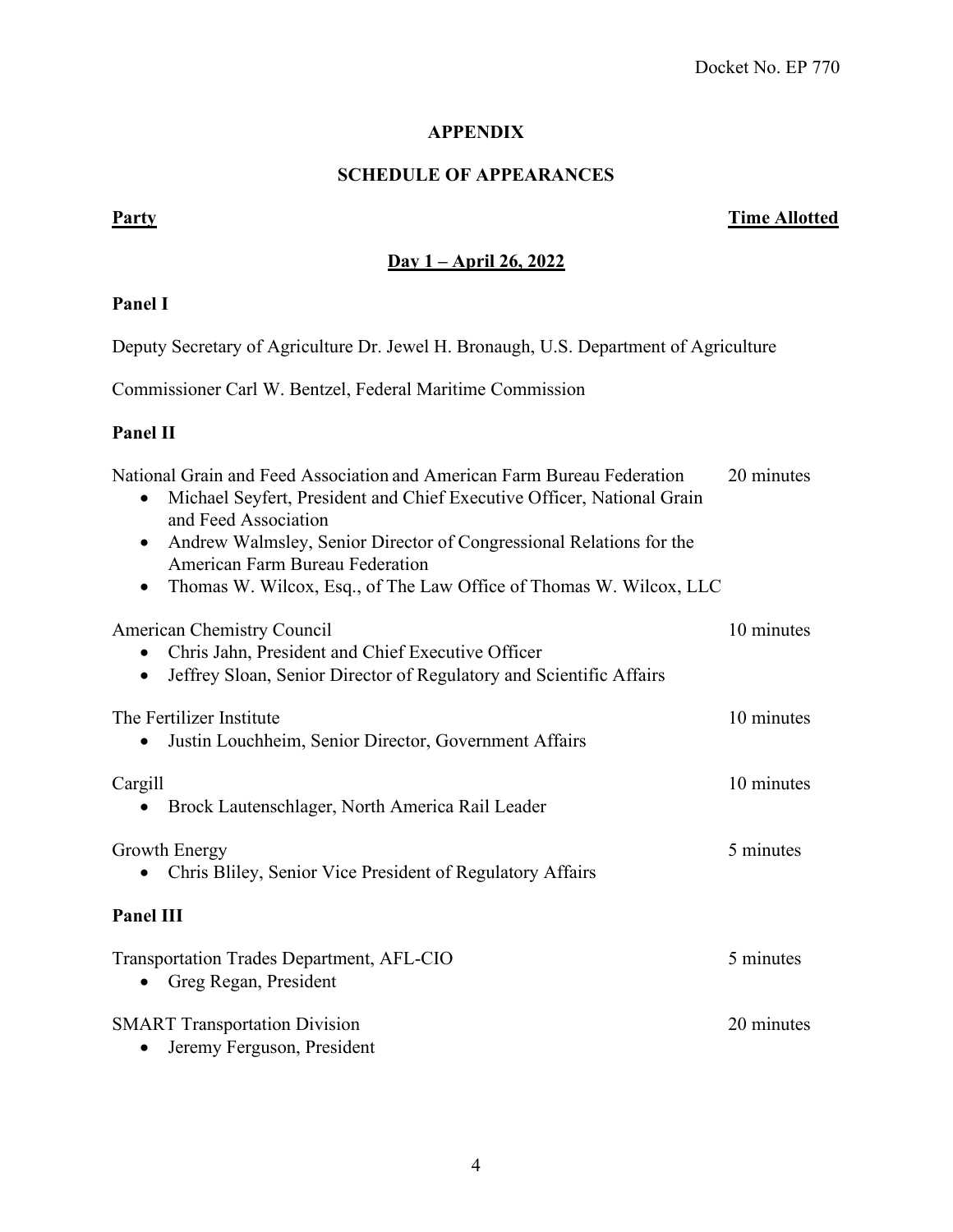## APPENDIX

## SCHEDULE OF APPEARANCES

| **Party** | **Time Allotted** |
|---|---|

**Day 1 – April 26, 2022**

**Panel I**

Deputy Secretary of Agriculture Dr. Jewel H. Bronaugh, U.S. Department of Agriculture

Commissioner Carl W. Bentzel, Federal Maritime Commission

**Panel II**

National Grain and Feed Association and American Farm Bureau Federation — 20 minutes
- Michael Seyfert, President and Chief Executive Officer, National Grain and Feed Association
- Andrew Walmsley, Senior Director of Congressional Relations for the American Farm Bureau Federation
- Thomas W. Wilcox, Esq., of The Law Office of Thomas W. Wilcox, LLC

American Chemistry Council — 10 minutes
- Chris Jahn, President and Chief Executive Officer
- Jeffrey Sloan, Senior Director of Regulatory and Scientific Affairs

The Fertilizer Institute — 10 minutes
- Justin Louchheim, Senior Director, Government Affairs

Cargill — 10 minutes
- Brock Lautenschlager, North America Rail Leader

Growth Energy — 5 minutes
- Chris Bliley, Senior Vice President of Regulatory Affairs

**Panel III**

Transportation Trades Department, AFL-CIO — 5 minutes
- Greg Regan, President

SMART Transportation Division — 20 minutes
- Jeremy Ferguson, President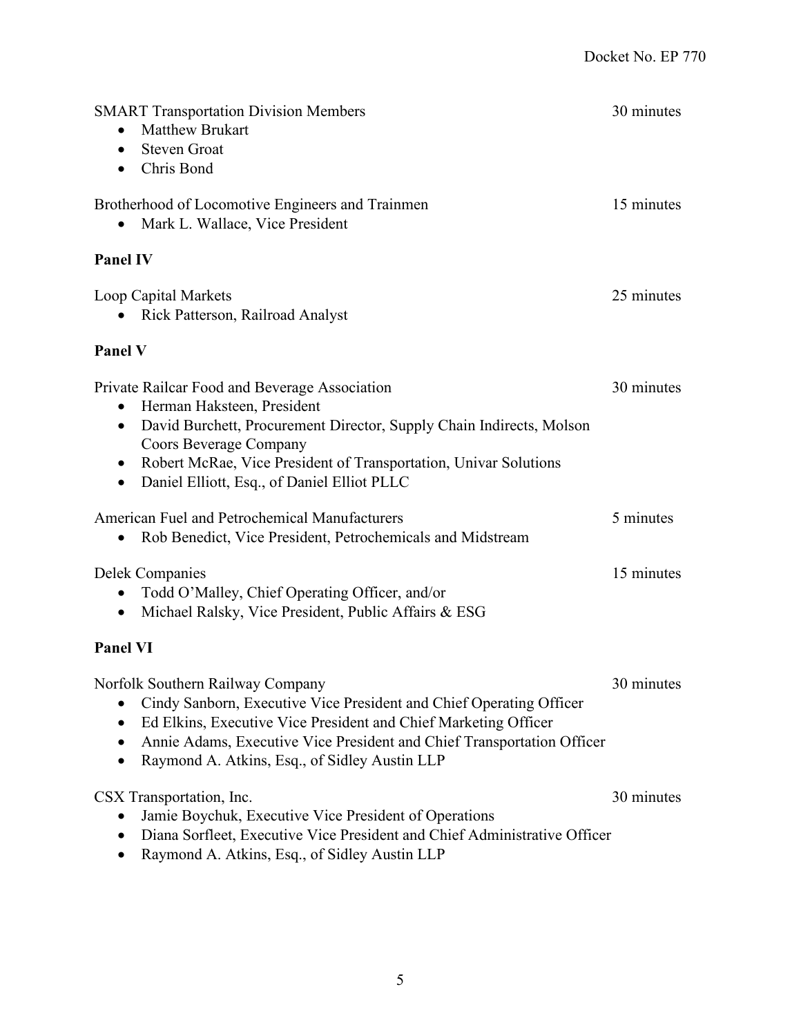SMART Transportation Division Members — 30 minutes

- Matthew Brukart
- Steven Groat
- Chris Bond

Brotherhood of Locomotive Engineers and Trainmen — 15 minutes

- Mark L. Wallace, Vice President

**Panel IV**

Loop Capital Markets — 25 minutes

- Rick Patterson, Railroad Analyst

**Panel V**

Private Railcar Food and Beverage Association — 30 minutes

- Herman Haksteen, President
- David Burchett, Procurement Director, Supply Chain Indirects, Molson Coors Beverage Company
- Robert McRae, Vice President of Transportation, Univar Solutions
- Daniel Elliott, Esq., of Daniel Elliot PLLC

American Fuel and Petrochemical Manufacturers — 5 minutes

- Rob Benedict, Vice President, Petrochemicals and Midstream

Delek Companies — 15 minutes

- Todd O'Malley, Chief Operating Officer, and/or
- Michael Ralsky, Vice President, Public Affairs & ESG

**Panel VI**

Norfolk Southern Railway Company — 30 minutes

- Cindy Sanborn, Executive Vice President and Chief Operating Officer
- Ed Elkins, Executive Vice President and Chief Marketing Officer
- Annie Adams, Executive Vice President and Chief Transportation Officer
- Raymond A. Atkins, Esq., of Sidley Austin LLP

CSX Transportation, Inc. — 30 minutes

- Jamie Boychuk, Executive Vice President of Operations
- Diana Sorfleet, Executive Vice President and Chief Administrative Officer
- Raymond A. Atkins, Esq., of Sidley Austin LLP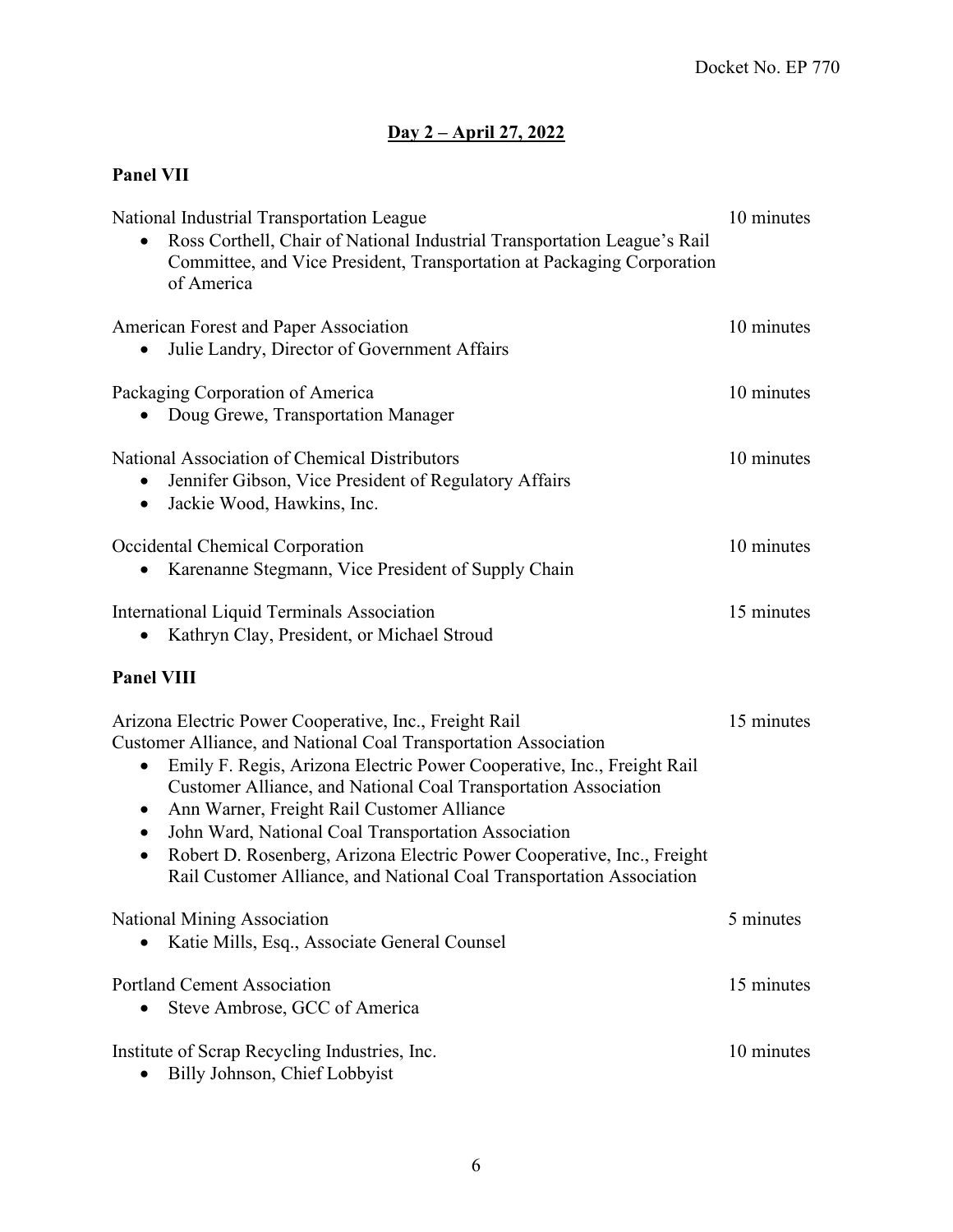## Day 2 – April 27, 2022

**Panel VII**

National Industrial Transportation League — 10 minutes

- Ross Corthell, Chair of National Industrial Transportation League's Rail Committee, and Vice President, Transportation at Packaging Corporation of America

American Forest and Paper Association — 10 minutes

- Julie Landry, Director of Government Affairs

Packaging Corporation of America — 10 minutes

- Doug Grewe, Transportation Manager

National Association of Chemical Distributors — 10 minutes

- Jennifer Gibson, Vice President of Regulatory Affairs
- Jackie Wood, Hawkins, Inc.

Occidental Chemical Corporation — 10 minutes

- Karenanne Stegmann, Vice President of Supply Chain

International Liquid Terminals Association — 15 minutes

- Kathryn Clay, President, or Michael Stroud

**Panel VIII**

Arizona Electric Power Cooperative, Inc., Freight Rail Customer Alliance, and National Coal Transportation Association — 15 minutes

- Emily F. Regis, Arizona Electric Power Cooperative, Inc., Freight Rail Customer Alliance, and National Coal Transportation Association
- Ann Warner, Freight Rail Customer Alliance
- John Ward, National Coal Transportation Association
- Robert D. Rosenberg, Arizona Electric Power Cooperative, Inc., Freight Rail Customer Alliance, and National Coal Transportation Association

National Mining Association — 5 minutes

- Katie Mills, Esq., Associate General Counsel

Portland Cement Association — 15 minutes

- Steve Ambrose, GCC of America

Institute of Scrap Recycling Industries, Inc. — 10 minutes

- Billy Johnson, Chief Lobbyist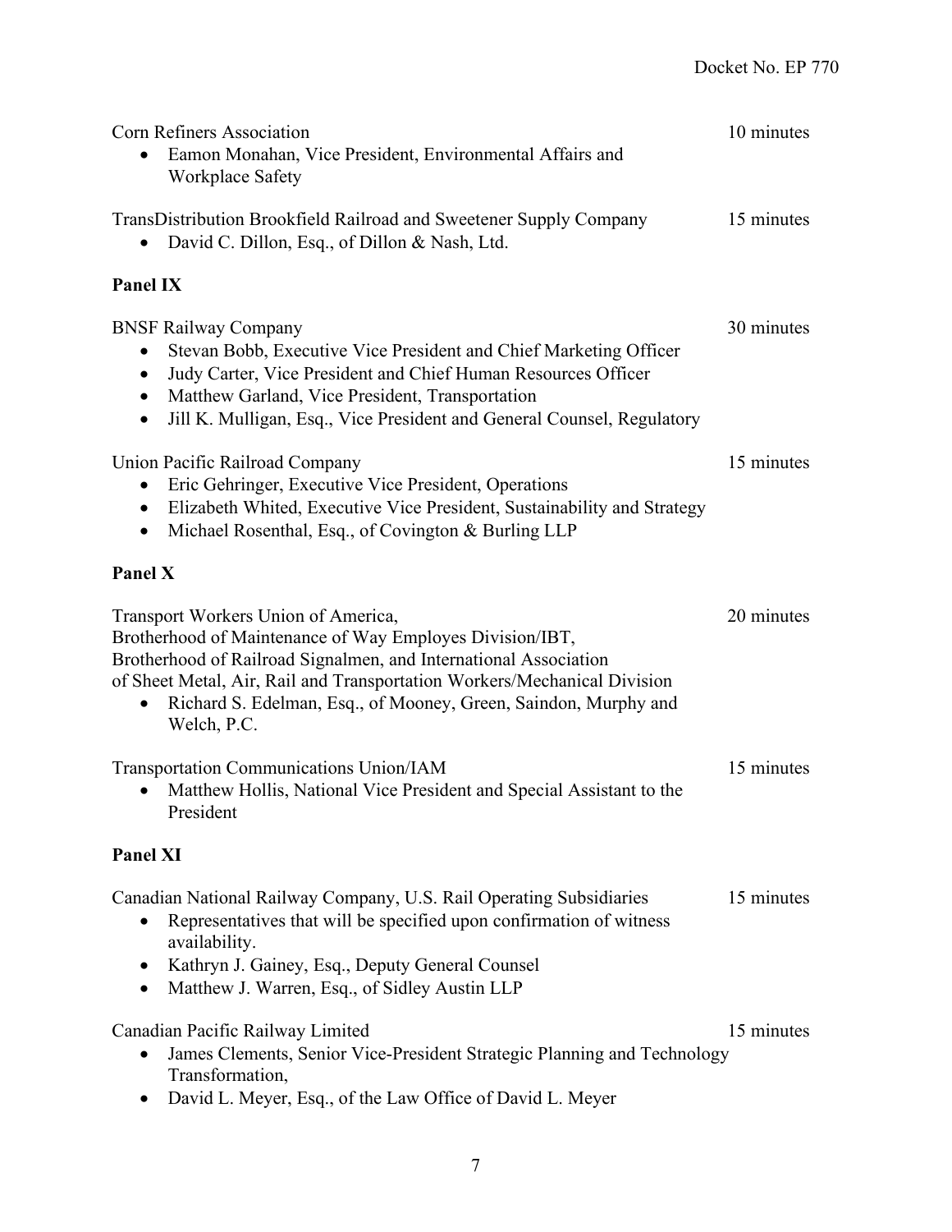Corn Refiners Association 10 minutes

- Eamon Monahan, Vice President, Environmental Affairs and Workplace Safety

TransDistribution Brookfield Railroad and Sweetener Supply Company 15 minutes

- David C. Dillon, Esq., of Dillon & Nash, Ltd.

**Panel IX**

BNSF Railway Company 30 minutes

- Stevan Bobb, Executive Vice President and Chief Marketing Officer
- Judy Carter, Vice President and Chief Human Resources Officer
- Matthew Garland, Vice President, Transportation
- Jill K. Mulligan, Esq., Vice President and General Counsel, Regulatory

Union Pacific Railroad Company 15 minutes

- Eric Gehringer, Executive Vice President, Operations
- Elizabeth Whited, Executive Vice President, Sustainability and Strategy
- Michael Rosenthal, Esq., of Covington & Burling LLP

**Panel X**

Transport Workers Union of America, Brotherhood of Maintenance of Way Employes Division/IBT, Brotherhood of Railroad Signalmen, and International Association of Sheet Metal, Air, Rail and Transportation Workers/Mechanical Division 20 minutes

- Richard S. Edelman, Esq., of Mooney, Green, Saindon, Murphy and Welch, P.C.

Transportation Communications Union/IAM 15 minutes

- Matthew Hollis, National Vice President and Special Assistant to the President

**Panel XI**

Canadian National Railway Company, U.S. Rail Operating Subsidiaries 15 minutes

- Representatives that will be specified upon confirmation of witness availability.
- Kathryn J. Gainey, Esq., Deputy General Counsel
- Matthew J. Warren, Esq., of Sidley Austin LLP

Canadian Pacific Railway Limited 15 minutes

- James Clements, Senior Vice-President Strategic Planning and Technology Transformation,
- David L. Meyer, Esq., of the Law Office of David L. Meyer